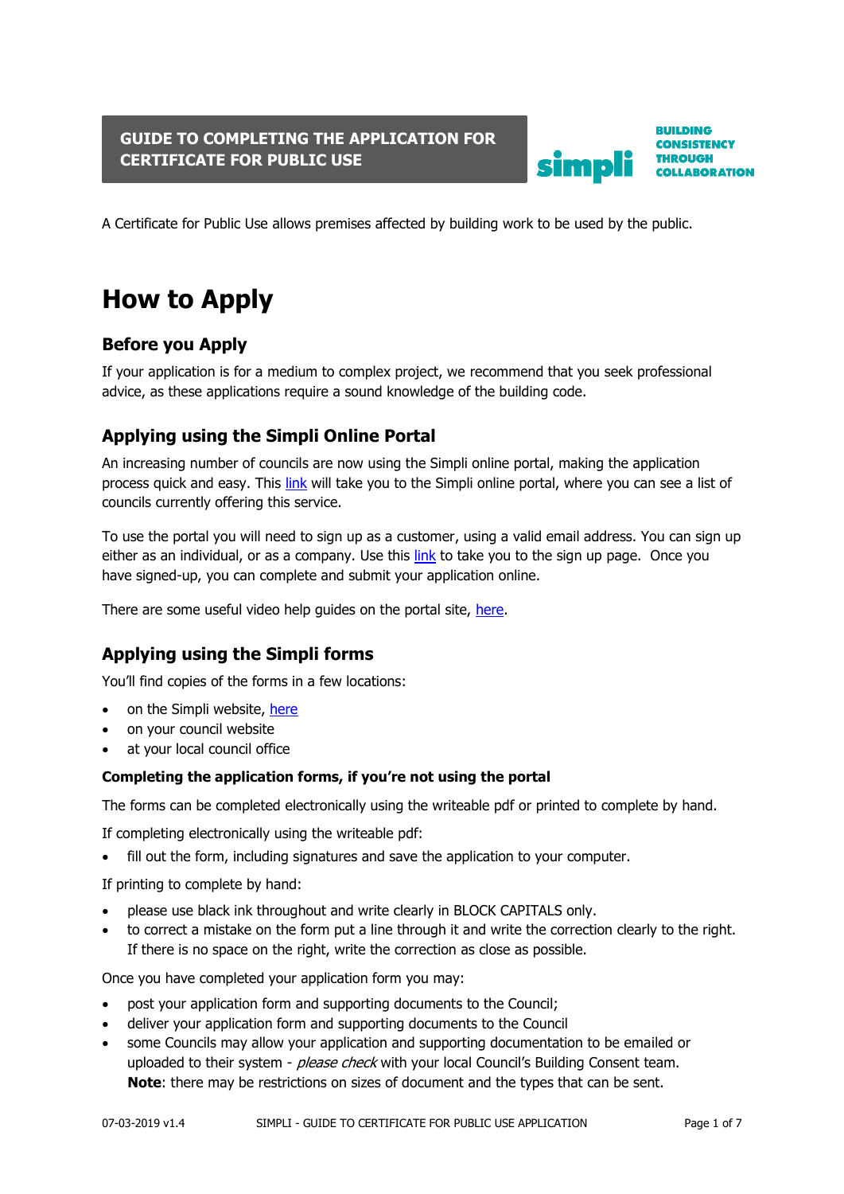# GUIDE TO COMPLETING THE APPLICATION FOR CERTIFICATE FOR PUBLIC USE

simpli — BUILDING CONSISTENCY THROUGH COLLABORATION

A Certificate for Public Use allows premises affected by building work to be used by the public.

# How to Apply

## Before you Apply

If your application is for a medium to complex project, we recommend that you seek professional advice, as these applications require a sound knowledge of the building code.

## Applying using the Simpli Online Portal

An increasing number of councils are now using the Simpli online portal, making the application process quick and easy. This link will take you to the Simpli online portal, where you can see a list of councils currently offering this service.

To use the portal you will need to sign up as a customer, using a valid email address. You can sign up either as an individual, or as a company. Use this link to take you to the sign up page. Once you have signed-up, you can complete and submit your application online.

There are some useful video help guides on the portal site, here.

## Applying using the Simpli forms

You'll find copies of the forms in a few locations:

- on the Simpli website, here
- on your council website
- at your local council office

**Completing the application forms, if you're not using the portal**

The forms can be completed electronically using the writeable pdf or printed to complete by hand.

If completing electronically using the writeable pdf:

- fill out the form, including signatures and save the application to your computer.

If printing to complete by hand:

- please use black ink throughout and write clearly in BLOCK CAPITALS only.
- to correct a mistake on the form put a line through it and write the correction clearly to the right. If there is no space on the right, write the correction as close as possible.

Once you have completed your application form you may:

- post your application form and supporting documents to the Council;
- deliver your application form and supporting documents to the Council
- some Councils may allow your application and supporting documentation to be emailed or uploaded to their system - *please check* with your local Council's Building Consent team. **Note**: there may be restrictions on sizes of document and the types that can be sent.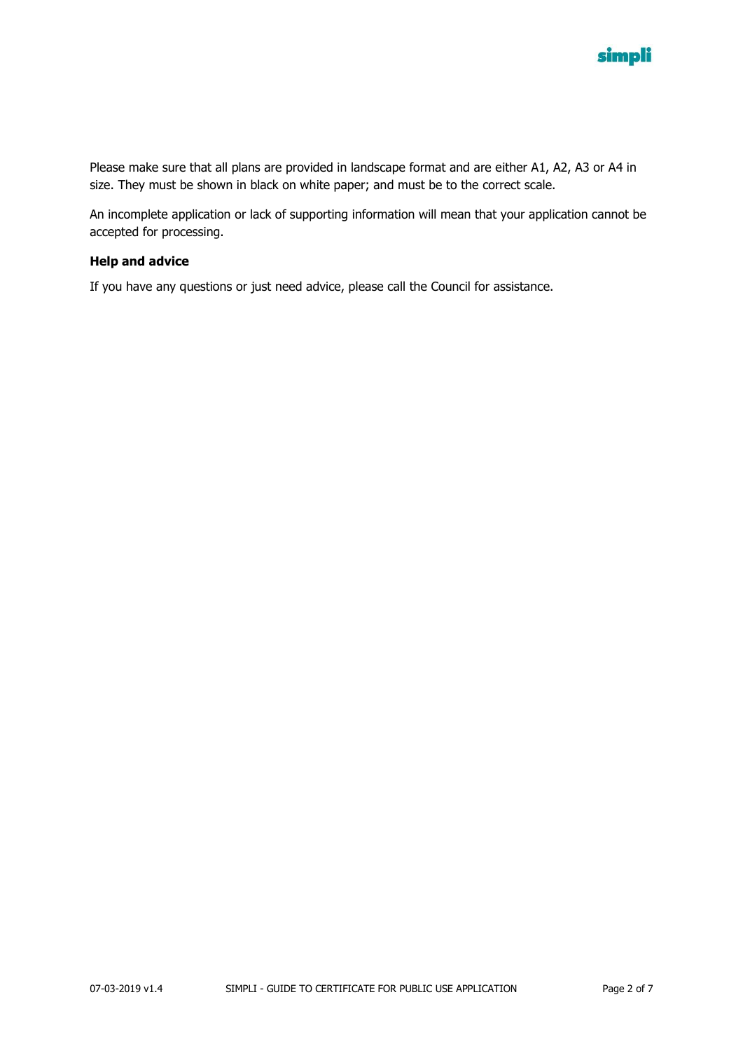Please make sure that all plans are provided in landscape format and are either A1, A2, A3 or A4 in size. They must be shown in black on white paper; and must be to the correct scale.

An incomplete application or lack of supporting information will mean that your application cannot be accepted for processing.

**Help and advice**

If you have any questions or just need advice, please call the Council for assistance.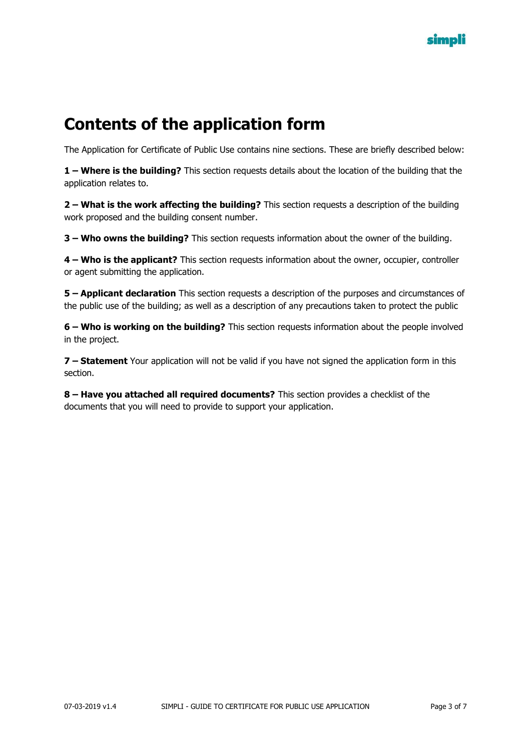# Contents of the application form

The Application for Certificate of Public Use contains nine sections. These are briefly described below:

**1 – Where is the building?** This section requests details about the location of the building that the application relates to.

**2 – What is the work affecting the building?** This section requests a description of the building work proposed and the building consent number.

**3 – Who owns the building?** This section requests information about the owner of the building.

**4 – Who is the applicant?** This section requests information about the owner, occupier, controller or agent submitting the application.

**5 – Applicant declaration** This section requests a description of the purposes and circumstances of the public use of the building; as well as a description of any precautions taken to protect the public

**6 – Who is working on the building?** This section requests information about the people involved in the project.

**7 – Statement** Your application will not be valid if you have not signed the application form in this section.

**8 – Have you attached all required documents?** This section provides a checklist of the documents that you will need to provide to support your application.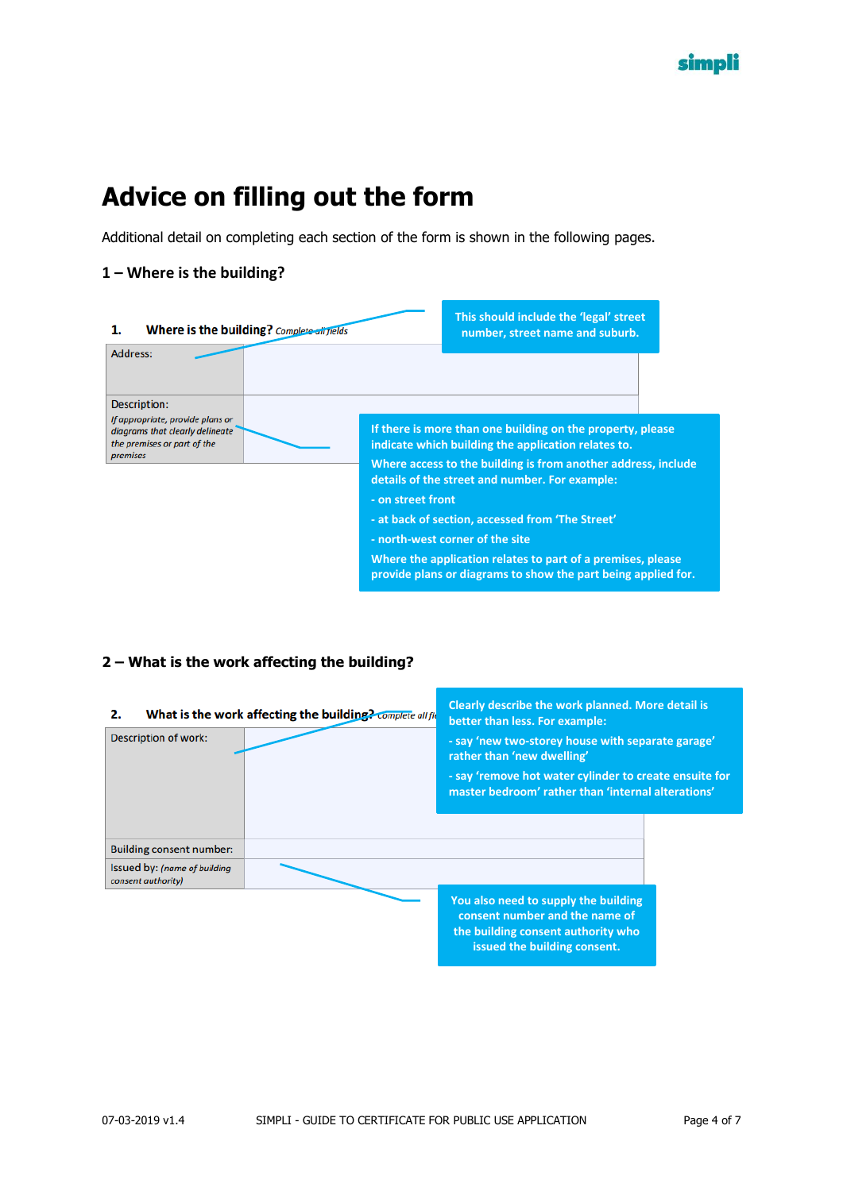# Advice on filling out the form

Additional detail on completing each section of the form is shown in the following pages.

## 1 – Where is the building?

**1. Where is the building?** *Complete all fields*

| | |
|---|---|
| Address: | |
| Description: *If appropriate, provide plans or diagrams that clearly delineate the premises or part of the premises* | |

This should include the 'legal' street number, street name and suburb.

If there is more than one building on the property, please indicate which building the application relates to.

Where access to the building is from another address, include details of the street and number. For example:

- on street front
- at back of section, accessed from 'The Street'
- north-west corner of the site

Where the application relates to part of a premises, please provide plans or diagrams to show the part being applied for.

## 2 – What is the work affecting the building?

**2. What is the work affecting the building?** *Complete all fi*

| | |
|---|---|
| Description of work: | |
| Building consent number: | |
| Issued by: *(name of building consent authority)* | |

Clearly describe the work planned. More detail is better than less. For example:

- say 'new two-storey house with separate garage' rather than 'new dwelling'
- say 'remove hot water cylinder to create ensuite for master bedroom' rather than 'internal alterations'

You also need to supply the building consent number and the name of the building consent authority who issued the building consent.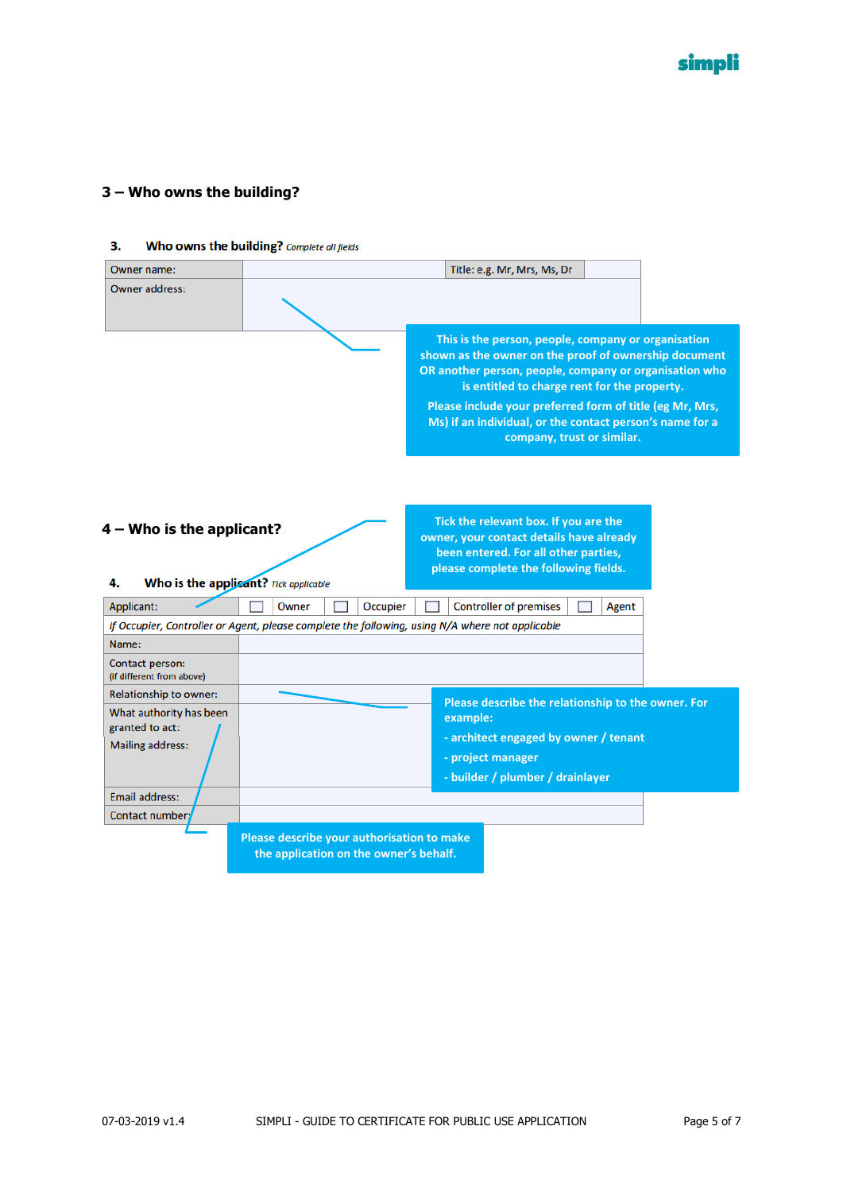## 3 – Who owns the building?

**3. Who owns the building?** *Complete all fields*

| Owner name: | | Title: e.g. Mr, Mrs, Ms, Dr | |
|---|---|---|---|
| Owner address: | | | |

**This is the person, people, company or organisation shown as the owner on the proof of ownership document OR another person, people, company or organisation who is entitled to charge rent for the property.**

**Please include your preferred form of title (eg Mr, Mrs, Ms) if an individual, or the contact person's name for a company, trust or similar.**

## 4 – Who is the applicant?

**Tick the relevant box. If you are the owner, your contact details have already been entered. For all other parties, please complete the following fields.**

**4. Who is the applicant?** *Tick applicable*

| Applicant: | ☐ | Owner | ☐ | Occupier | ☐ | Controller of premises | ☐ | Agent |
|---|---|---|---|---|---|---|---|---|
| *If Occupier, Controller or Agent, please complete the following, using N/A where not applicable* | | | | | | | | |
| Name: | | | | | | | | |
| Contact person: (if different from above) | | | | | | | | |
| Relationship to owner: | | | | | | | | |
| What authority has been granted to act: | | | | | | | | |
| Mailing address: | | | | | | | | |
| Email address: | | | | | | | | |
| Contact number: | | | | | | | | |

**Please describe the relationship to the owner. For example:**
- **architect engaged by owner / tenant**
- **project manager**
- **builder / plumber / drainlayer**

**Please describe your authorisation to make the application on the owner's behalf.**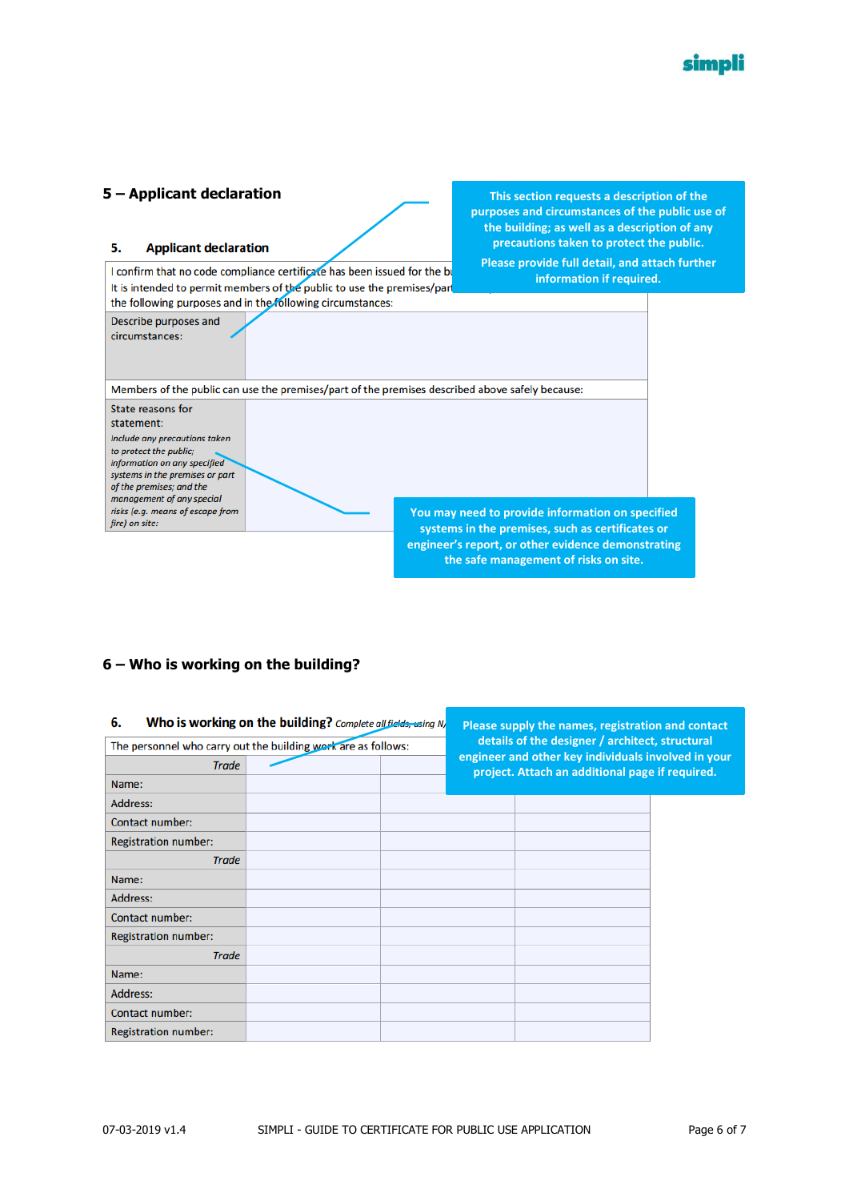## 5 – Applicant declaration

**This section requests a description of the purposes and circumstances of the public use of the building; as well as a description of any precautions taken to protect the public.**

**Please provide full detail, and attach further information if required.**

### 5. Applicant declaration

| I confirm that no code compliance certificate has been issued for the bu It is intended to permit members of the public to use the premises/part the following purposes and in the following circumstances: | |
|---|---|
| Describe purposes and circumstances: | |
| Members of the public can use the premises/part of the premises described above safely because: | |
| State reasons for statement: *Include any precautions taken to protect the public; information on any specified systems in the premises or part of the premises; and the management of any special risks (e.g. means of escape from fire) on site:* | |

**You may need to provide information on specified systems in the premises, such as certificates or engineer's report, or other evidence demonstrating the safe management of risks on site.**

## 6 – Who is working on the building?

**Please supply the names, registration and contact details of the designer / architect, structural engineer and other key individuals involved in your project. Attach an additional page if required.**

### 6. Who is working on the building? *Complete all fields, using N/*

| The personnel who carry out the building work are as follows: | | | |
|---|---|---|---|
| *Trade* | | | |
| Name: | | | |
| Address: | | | |
| Contact number: | | | |
| Registration number: | | | |
| *Trade* | | | |
| Name: | | | |
| Address: | | | |
| Contact number: | | | |
| Registration number: | | | |
| *Trade* | | | |
| Name: | | | |
| Address: | | | |
| Contact number: | | | |
| Registration number: | | | |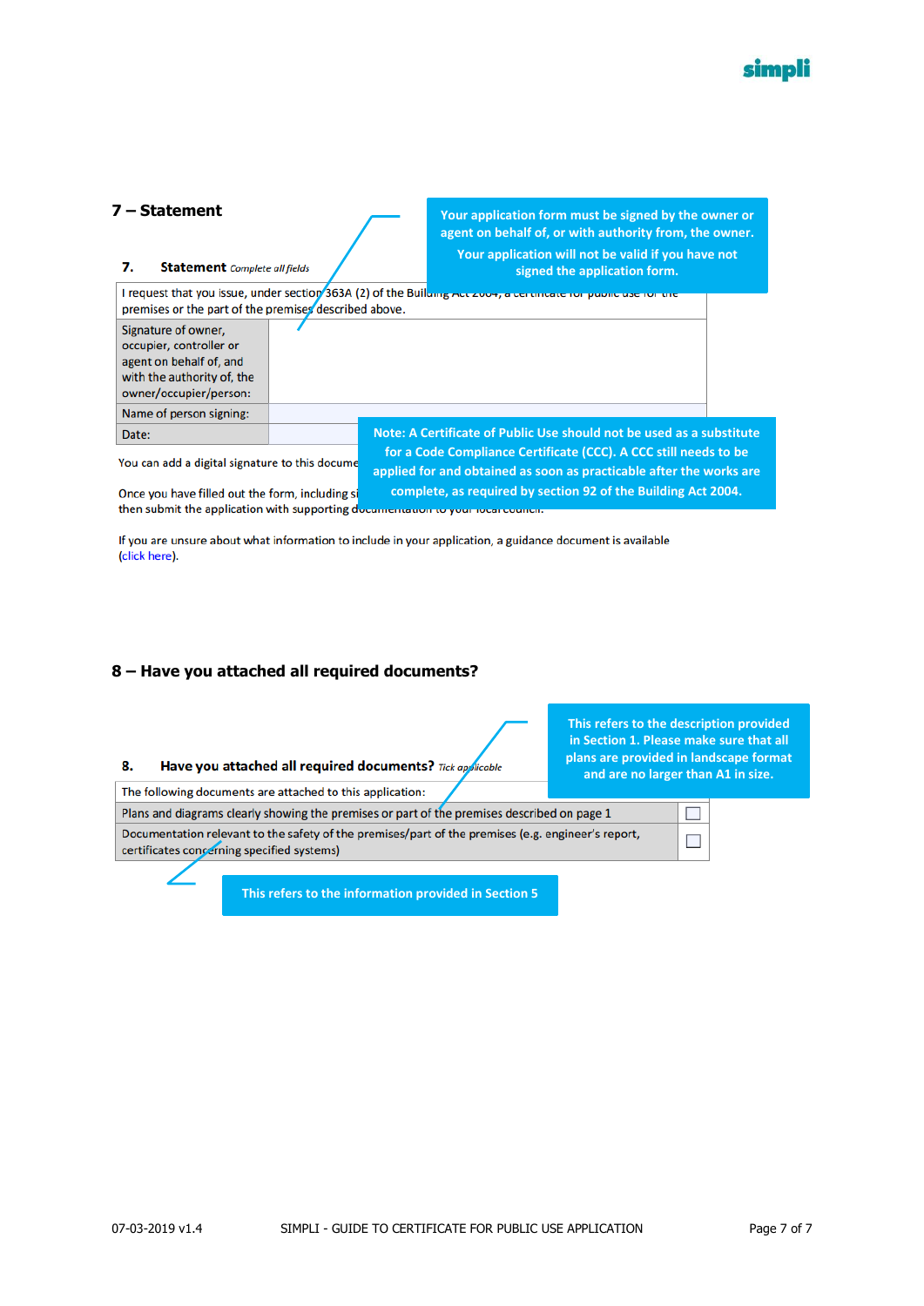## 7 – Statement

**Your application form must be signed by the owner or agent on behalf of, or with authority from, the owner.**

**Your application will not be valid if you have not signed the application form.**

**7. Statement** *Complete all fields*

| | |
|---|---|
| I request that you issue, under section 363A (2) of the Building Act 2004, a certificate for public use for the premises or the part of the premises described above. | |
| Signature of owner, occupier, controller or agent on behalf of, and with the authority of, the owner/occupier/person: | |
| Name of person signing: | |
| Date: | |

**Note: A Certificate of Public Use should not be used as a substitute for a Code Compliance Certificate (CCC). A CCC still needs to be applied for and obtained as soon as practicable after the works are complete, as required by section 92 of the Building Act 2004.**

You can add a digital signature to this document.

Once you have filled out the form, including signing, then submit the application with supporting documentation to your local council.

If you are unsure about what information to include in your application, a guidance document is available (click here).

## 8 – Have you attached all required documents?

**This refers to the description provided in Section 1. Please make sure that all plans are provided in landscape format and are no larger than A1 in size.**

**8. Have you attached all required documents?** *Tick applicable*

| | |
|---|---|
| The following documents are attached to this application: | |
| Plans and diagrams clearly showing the premises or part of the premises described on page 1 | ☐ |
| Documentation relevant to the safety of the premises/part of the premises (e.g. engineer's report, certificates concerning specified systems) | ☐ |

**This refers to the information provided in Section 5**